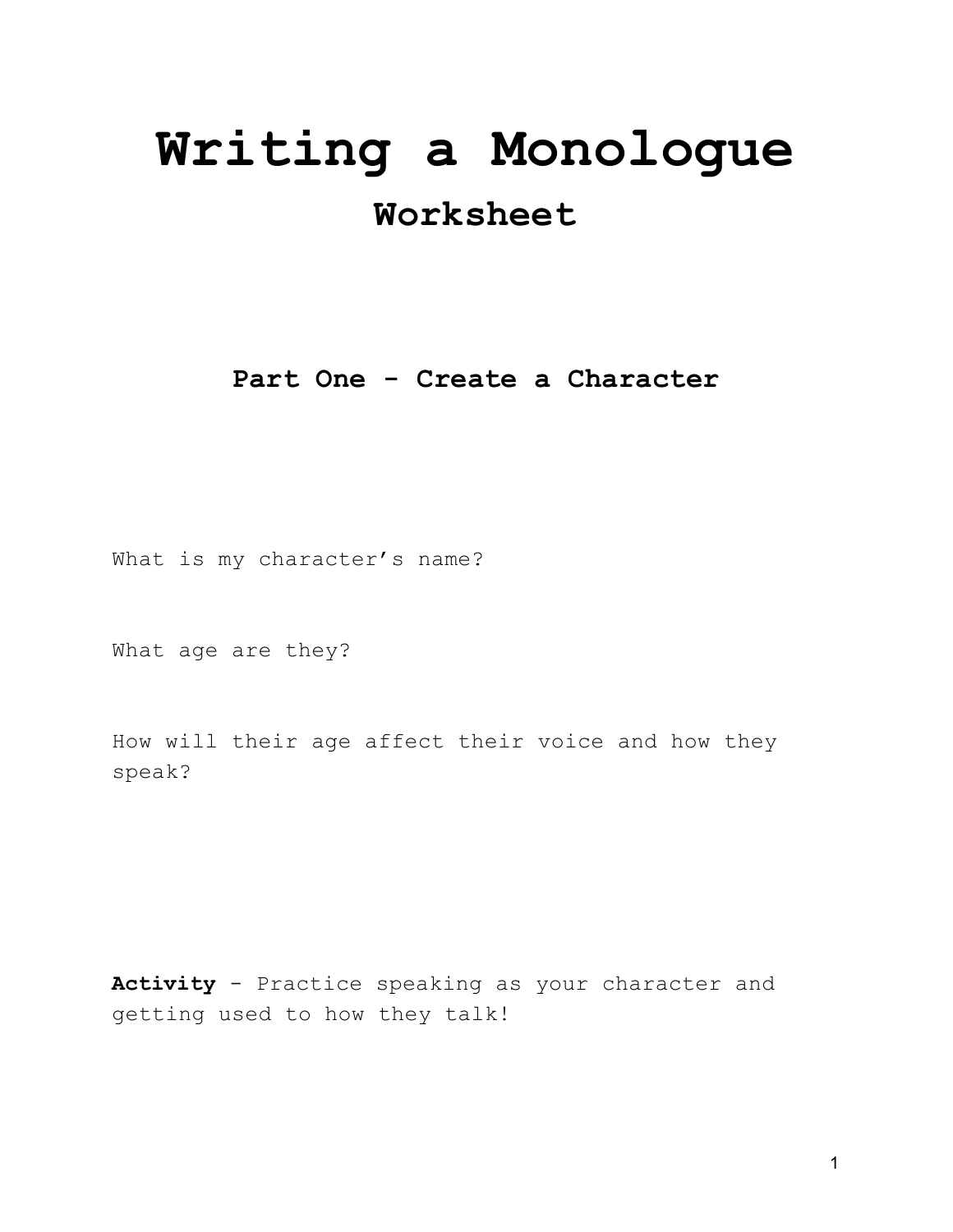# Writing a Monologue

## Worksheet

### Part One - Create a Character

What is my character's name?

What age are they?

How will their age affect their voice and how they speak?

**Activity** - Practice speaking as your character and getting used to how they talk!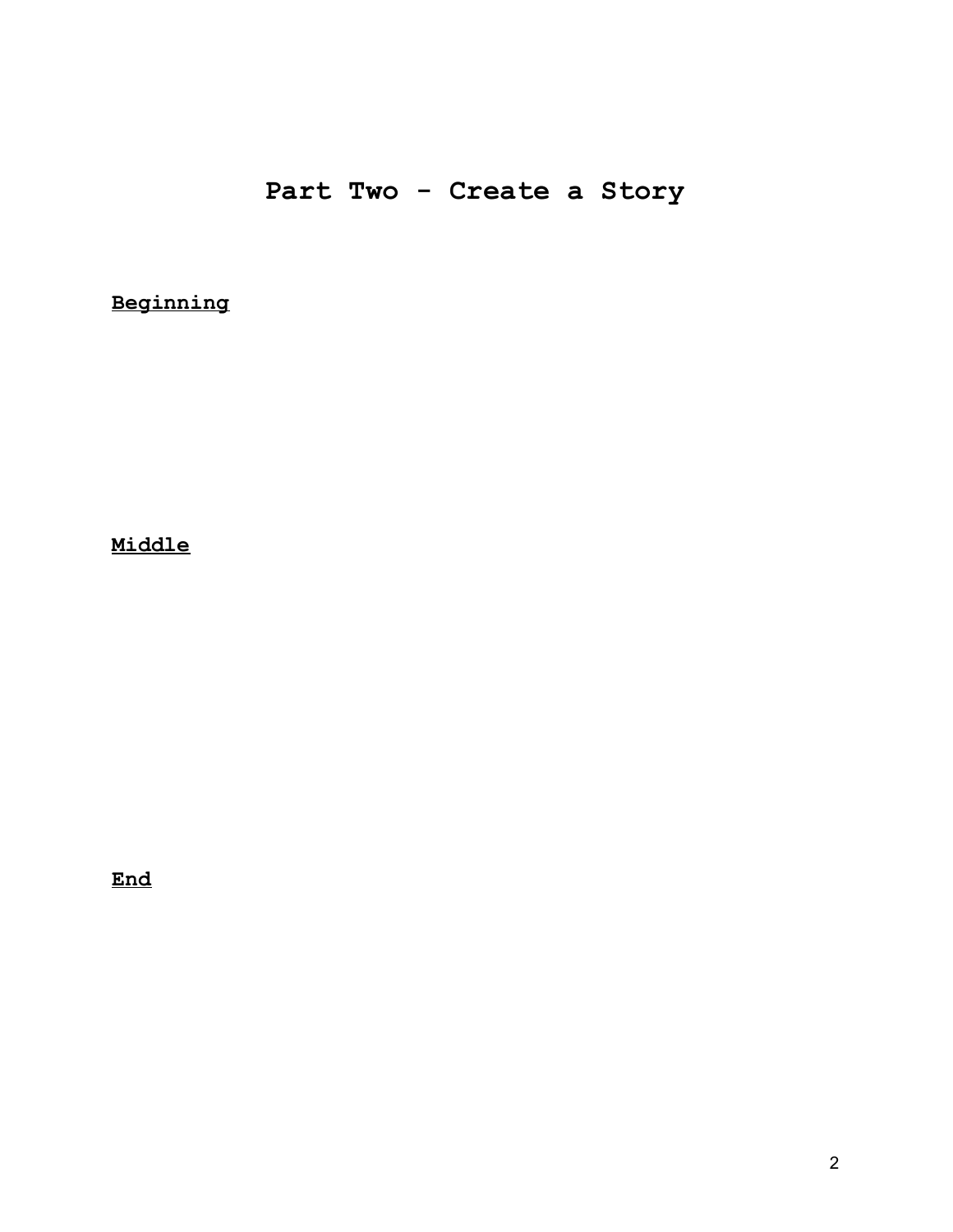# Part Two - Create a Story

**Beginning**

**Middle**

**End**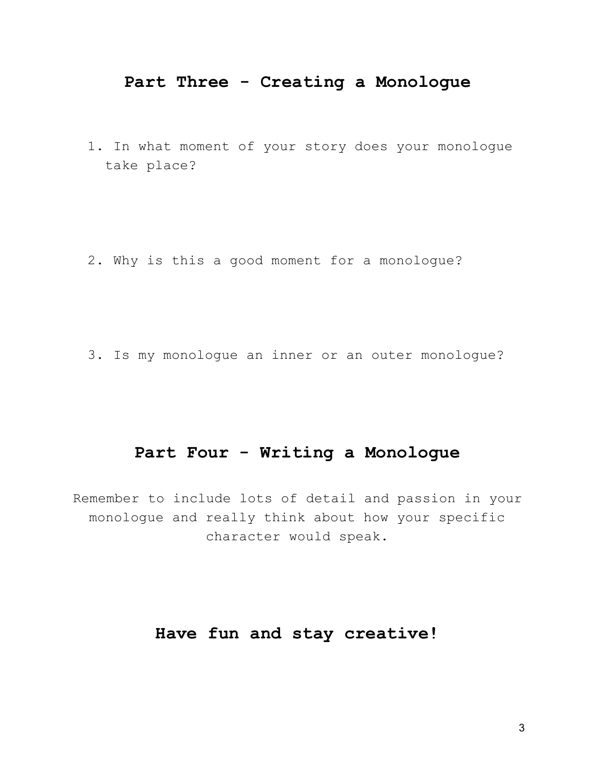## Part Three - Creating a Monologue

1. In what moment of your story does your monologue take place?

2. Why is this a good moment for a monologue?

3. Is my monologue an inner or an outer monologue?

## Part Four - Writing a Monologue

Remember to include lots of detail and passion in your monologue and really think about how your specific character would speak.

## Have fun and stay creative!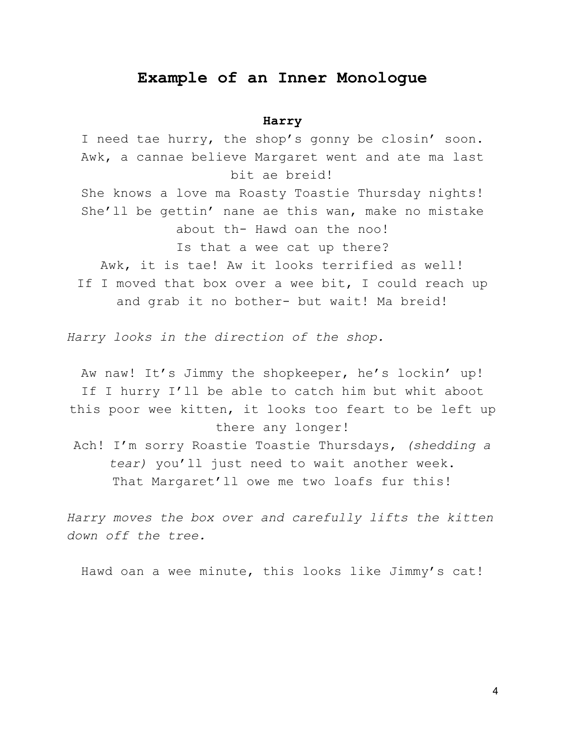# Example of an Inner Monologue

**Harry**

I need tae hurry, the shop's gonny be closin' soon.
Awk, a cannae believe Margaret went and ate ma last bit ae breid!
She knows a love ma Roasty Toastie Thursday nights!
She'll be gettin' nane ae this wan, make no mistake about th- Hawd oan the noo!
Is that a wee cat up there?
Awk, it is tae! Aw it looks terrified as well!
If I moved that box over a wee bit, I could reach up and grab it no bother- but wait! Ma breid!

*Harry looks in the direction of the shop.*

Aw naw! It's Jimmy the shopkeeper, he's lockin' up!
If I hurry I'll be able to catch him but whit aboot this poor wee kitten, it looks too feart to be left up there any longer!
Ach! I'm sorry Roastie Toastie Thursdays, *(shedding a tear)* you'll just need to wait another week.
That Margaret'll owe me two loafs fur this!

*Harry moves the box over and carefully lifts the kitten down off the tree.*

Hawd oan a wee minute, this looks like Jimmy's cat!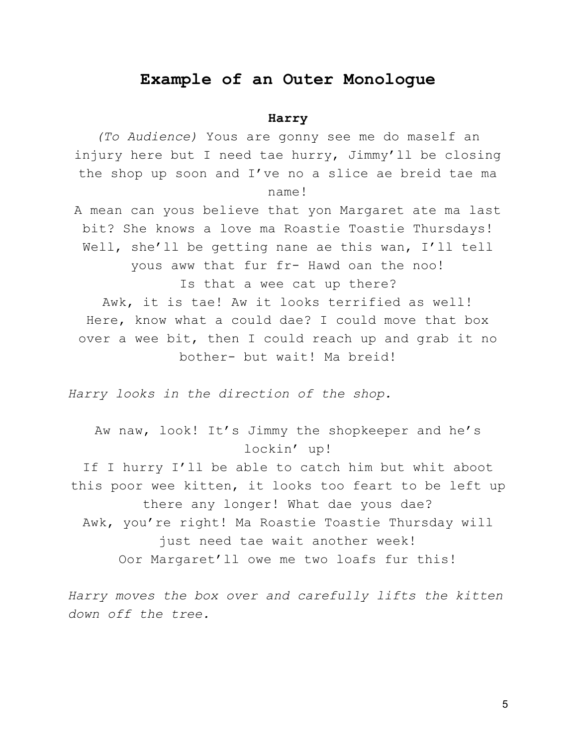# Example of an Outer Monologue

**Harry**

*(To Audience)* Yous are gonny see me do maself an injury here but I need tae hurry, Jimmy'll be closing the shop up soon and I've no a slice ae breid tae ma name!

A mean can yous believe that yon Margaret ate ma last bit? She knows a love ma Roastie Toastie Thursdays! Well, she'll be getting nane ae this wan, I'll tell yous aww that fur fr- Hawd oan the noo!

Is that a wee cat up there?

Awk, it is tae! Aw it looks terrified as well! Here, know what a could dae? I could move that box over a wee bit, then I could reach up and grab it no bother- but wait! Ma breid!

*Harry looks in the direction of the shop.*

Aw naw, look! It's Jimmy the shopkeeper and he's lockin' up!

If I hurry I'll be able to catch him but whit aboot this poor wee kitten, it looks too feart to be left up there any longer! What dae yous dae?

Awk, you're right! Ma Roastie Toastie Thursday will just need tae wait another week!

Oor Margaret'll owe me two loafs fur this!

*Harry moves the box over and carefully lifts the kitten down off the tree.*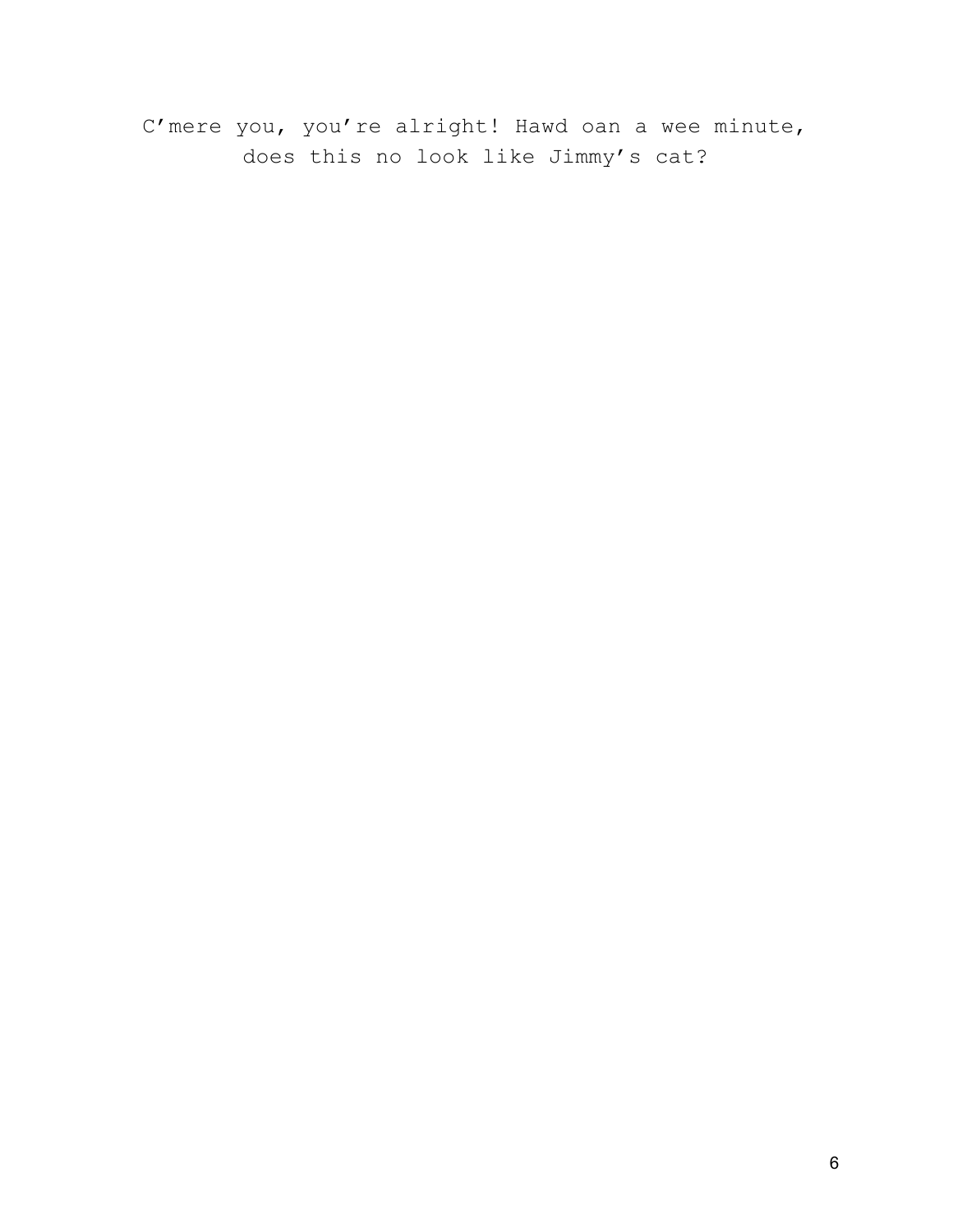C'mere you, you're alright! Hawd oan a wee minute, does this no look like Jimmy's cat?